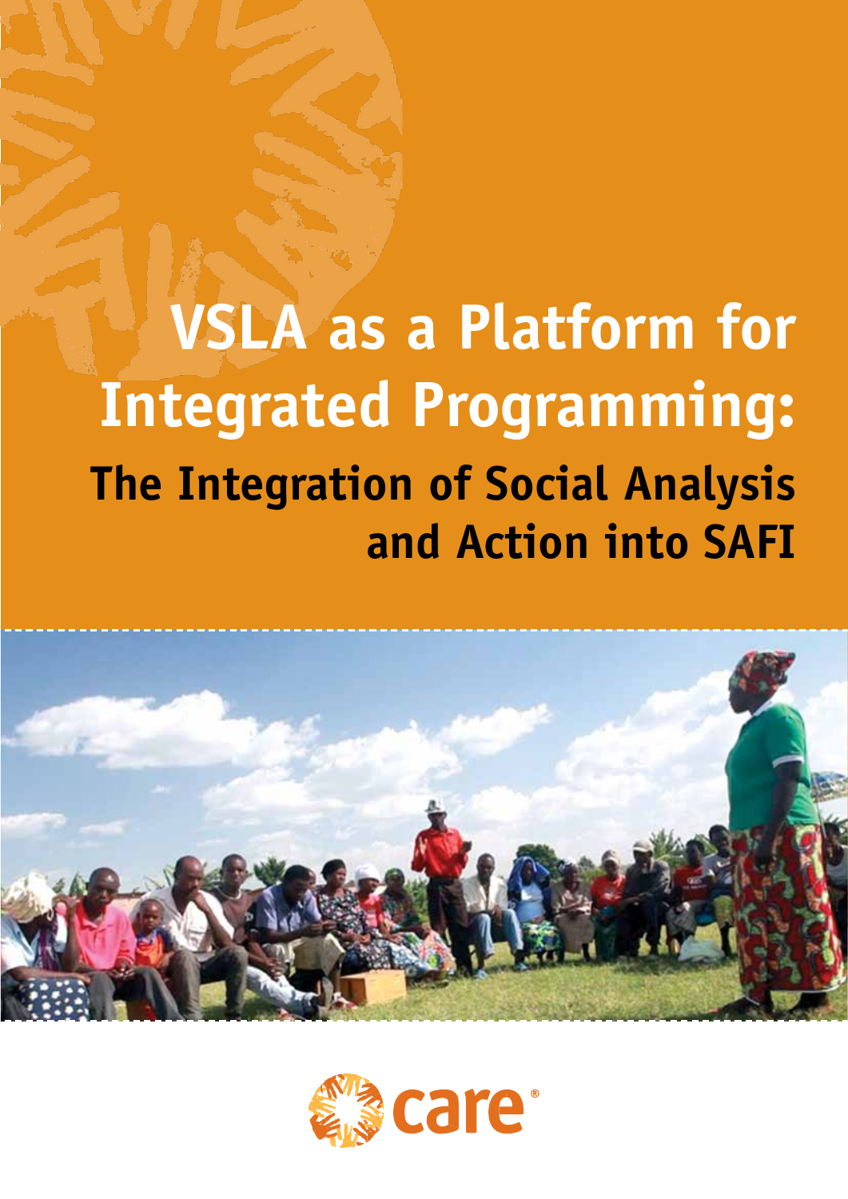# VSLA as a Platform for Integrated Programming:

## The Integration of Social Analysis and Action into SAFI

care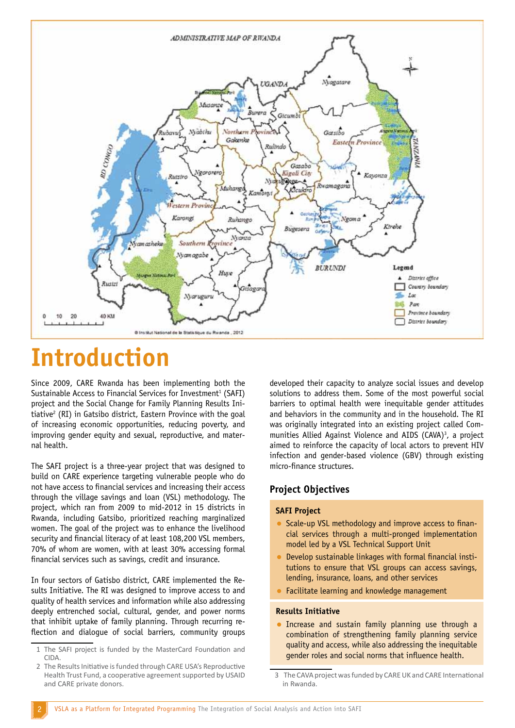# Introduction

Since 2009, CARE Rwanda has been implementing both the Sustainable Access to Financial Services for Investment[1] (SAFI) project and the Social Change for Family Planning Results Initiative[2] (RI) in Gatsibo district, Eastern Province with the goal of increasing economic opportunities, reducing poverty, and improving gender equity and sexual, reproductive, and maternal health.

The SAFI project is a three-year project that was designed to build on CARE experience targeting vulnerable people who do not have access to financial services and increasing their access through the village savings and loan (VSL) methodology. The project, which ran from 2009 to mid-2012 in 15 districts in Rwanda, including Gatsibo, prioritized reaching marginalized women. The goal of the project was to enhance the livelihood security and financial literacy of at least 108,200 VSL members, 70% of whom are women, with at least 30% accessing formal financial services such as savings, credit and insurance.

In four sectors of Gatisbo district, CARE implemented the Results Initiative. The RI was designed to improve access to and quality of health services and information while also addressing deeply entrenched social, cultural, gender, and power norms that inhibit uptake of family planning. Through recurring reflection and dialogue of social barriers, community groups developed their capacity to analyze social issues and develop solutions to address them. Some of the most powerful social barriers to optimal health were inequitable gender attitudes and behaviors in the community and in the household. The RI was originally integrated into an existing project called Communities Allied Against Violence and AIDS (CAVA)[3], a project aimed to reinforce the capacity of local actors to prevent HIV infection and gender-based violence (GBV) through existing micro-finance structures.

## Project Objectives

### SAFI Project

- Scale-up VSL methodology and improve access to financial services through a multi-pronged implementation model led by a VSL Technical Support Unit
- Develop sustainable linkages with formal financial institutions to ensure that VSL groups can access savings, lending, insurance, loans, and other services
- Facilitate learning and knowledge management

### Results Initiative

- Increase and sustain family planning use through a combination of strengthening family planning service quality and access, while also addressing the inequitable gender roles and social norms that influence health.

1 The SAFI project is funded by the MasterCard Foundation and CIDA.

2 The Results Initiative is funded through CARE USA's Reproductive Health Trust Fund, a cooperative agreement supported by USAID and CARE private donors.

3 The CAVA project was funded by CARE UK and CARE International in Rwanda.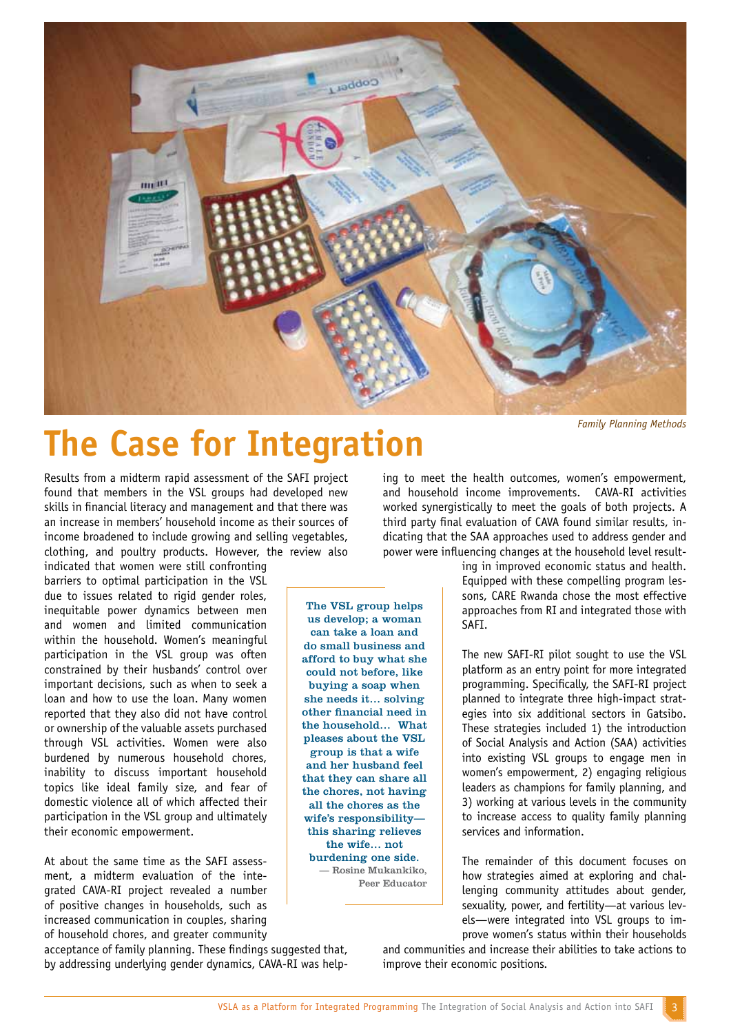*Family Planning Methods*

# The Case for Integration

Results from a midterm rapid assessment of the SAFI project found that members in the VSL groups had developed new skills in financial literacy and management and that there was an increase in members' household income as their sources of income broadened to include growing and selling vegetables, clothing, and poultry products. However, the review also indicated that women were still confronting barriers to optimal participation in the VSL due to issues related to rigid gender roles, inequitable power dynamics between men and women and limited communication within the household. Women's meaningful participation in the VSL group was often constrained by their husbands' control over important decisions, such as when to seek a loan and how to use the loan. Many women reported that they also did not have control or ownership of the valuable assets purchased through VSL activities. Women were also burdened by numerous household chores, inability to discuss important household topics like ideal family size, and fear of domestic violence all of which affected their participation in the VSL group and ultimately their economic empowerment.

At about the same time as the SAFI assessment, a midterm evaluation of the integrated CAVA-RI project revealed a number of positive changes in households, such as increased communication in couples, sharing of household chores, and greater community acceptance of family planning. These findings suggested that, by addressing underlying gender dynamics, CAVA-RI was helping to meet the health outcomes, women's empowerment, and household income improvements. CAVA-RI activities worked synergistically to meet the goals of both projects. A third party final evaluation of CAVA found similar results, indicating that the SAA approaches used to address gender and power were influencing changes at the household level resulting in improved economic status and health. Equipped with these compelling program lessons, CARE Rwanda chose the most effective approaches from RI and integrated those with SAFI.

> **The VSL group helps us develop; a woman can take a loan and do small business and afford to buy what she could not before, like buying a soap when she needs it… solving other financial need in the household… What pleases about the VSL group is that a wife and her husband feel that they can share all the chores, not having all the chores as the wife's responsibility—this sharing relieves the wife… not burdening one side.**
>
> — Rosine Mukankiko, Peer Educator

The new SAFI-RI pilot sought to use the VSL platform as an entry point for more integrated programming. Specifically, the SAFI-RI project planned to integrate three high-impact strategies into six additional sectors in Gatsibo. These strategies included 1) the introduction of Social Analysis and Action (SAA) activities into existing VSL groups to engage men in women's empowerment, 2) engaging religious leaders as champions for family planning, and 3) working at various levels in the community to increase access to quality family planning services and information.

The remainder of this document focuses on how strategies aimed at exploring and challenging community attitudes about gender, sexuality, power, and fertility—at various levels—were integrated into VSL groups to improve women's status within their households and communities and increase their abilities to take actions to improve their economic positions.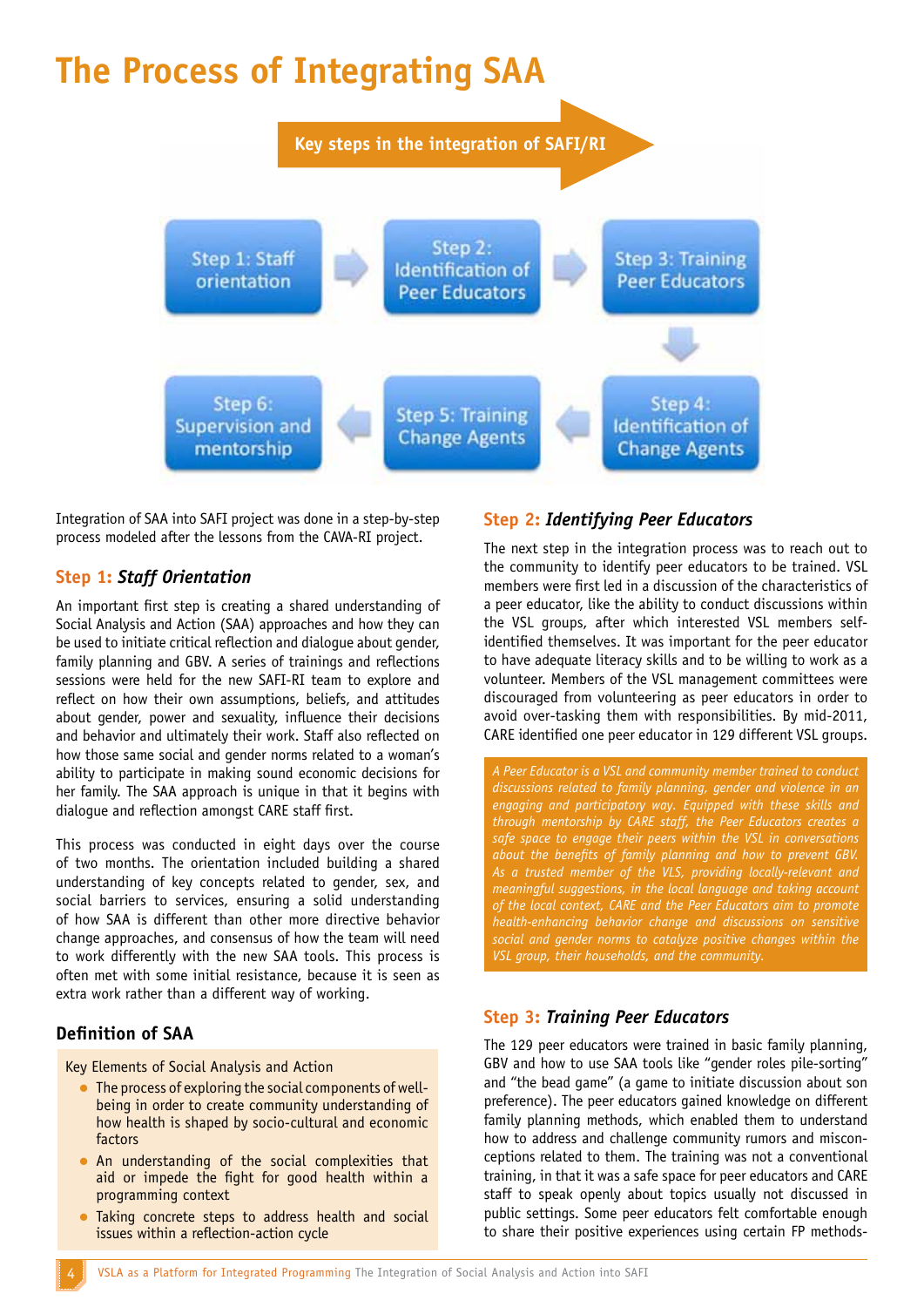# The Process of Integrating SAA

**Key steps in the integration of SAFI/RI**

Step 1: Staff orientation → Step 2: Identification of Peer Educators → Step 3: Training Peer Educators → Step 4: Identification of Change Agents → Step 5: Training Change Agents → Step 6: Supervision and mentorship

Integration of SAA into SAFI project was done in a step-by-step process modeled after the lessons from the CAVA-RI project.

## Step 1: *Staff Orientation*

An important first step is creating a shared understanding of Social Analysis and Action (SAA) approaches and how they can be used to initiate critical reflection and dialogue about gender, family planning and GBV. A series of trainings and reflections sessions were held for the new SAFI-RI team to explore and reflect on how their own assumptions, beliefs, and attitudes about gender, power and sexuality, influence their decisions and behavior and ultimately their work. Staff also reflected on how those same social and gender norms related to a woman's ability to participate in making sound economic decisions for her family. The SAA approach is unique in that it begins with dialogue and reflection amongst CARE staff first.

This process was conducted in eight days over the course of two months. The orientation included building a shared understanding of key concepts related to gender, sex, and social barriers to services, ensuring a solid understanding of how SAA is different than other more directive behavior change approaches, and consensus of how the team will need to work differently with the new SAA tools. This process is often met with some initial resistance, because it is seen as extra work rather than a different way of working.

## Definition of SAA

Key Elements of Social Analysis and Action

- The process of exploring the social components of well-being in order to create community understanding of how health is shaped by socio-cultural and economic factors
- An understanding of the social complexities that aid or impede the fight for good health within a programming context
- Taking concrete steps to address health and social issues within a reflection-action cycle

## Step 2: *Identifying Peer Educators*

The next step in the integration process was to reach out to the community to identify peer educators to be trained. VSL members were first led in a discussion of the characteristics of a peer educator, like the ability to conduct discussions within the VSL groups, after which interested VSL members self-identified themselves. It was important for the peer educator to have adequate literacy skills and to be willing to work as a volunteer. Members of the VSL management committees were discouraged from volunteering as peer educators in order to avoid over-tasking them with responsibilities. By mid-2011, CARE identified one peer educator in 129 different VSL groups.

*A Peer Educator is a VSL and community member trained to conduct discussions related to family planning, gender and violence in an engaging and participatory way. Equipped with these skills and through mentorship by CARE staff, the Peer Educators creates a safe space to engage their peers within the VSL in conversations about the benefits of family planning and how to prevent GBV. As a trusted member of the VLS, providing locally-relevant and meaningful suggestions, in the local language and taking account of the local context, CARE and the Peer Educators aim to promote health-enhancing behavior change and discussions on sensitive social and gender norms to catalyze positive changes within the VSL group, their households, and the community.*

## Step 3: *Training Peer Educators*

The 129 peer educators were trained in basic family planning, GBV and how to use SAA tools like "gender roles pile-sorting" and "the bead game" (a game to initiate discussion about son preference). The peer educators gained knowledge on different family planning methods, which enabled them to understand how to address and challenge community rumors and misconceptions related to them. The training was not a conventional training, in that it was a safe space for peer educators and CARE staff to speak openly about topics usually not discussed in public settings. Some peer educators felt comfortable enough to share their positive experiences using certain FP methods-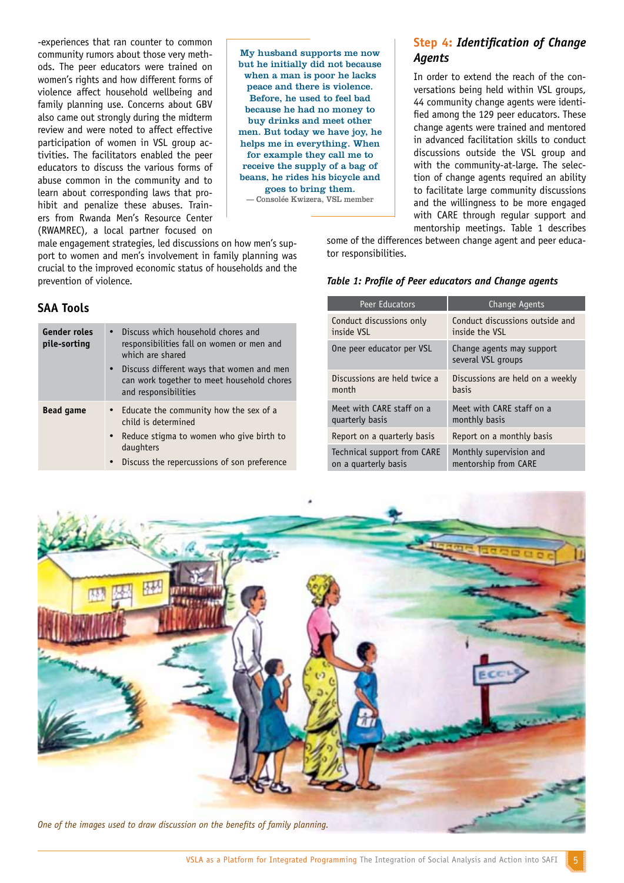-experiences that ran counter to common community rumors about those very methods. The peer educators were trained on women's rights and how different forms of violence affect household wellbeing and family planning use. Concerns about GBV also came out strongly during the midterm review and were noted to affect effective participation of women in VSL group activities. The facilitators enabled the peer educators to discuss the various forms of abuse common in the community and to learn about corresponding laws that prohibit and penalize these abuses. Trainers from Rwanda Men's Resource Center (RWAMREC), a local partner focused on male engagement strategies, led discussions on how men's support to women and men's involvement in family planning was crucial to the improved economic status of households and the prevention of violence.

> **My husband supports me now but he initially did not because when a man is poor he lacks peace and there is violence. Before, he used to feel bad because he had no money to buy drinks and meet other men. But today we have joy, he helps me in everything. When for example they call me to receive the supply of a bag of beans, he rides his bicycle and goes to bring them.**
> — Consolée Kwizera, VSL member

## SAA Tools

| | |
|---|---|
| **Gender roles pile-sorting** | • Discuss which household chores and responsibilities fall on women or men and which are shared<br>• Discuss different ways that women and men can work together to meet household chores and responsibilities |
| **Bead game** | • Educate the community how the sex of a child is determined<br>• Reduce stigma to women who give birth to daughters<br>• Discuss the repercussions of son preference |

## Step 4: *Identification of Change Agents*

In order to extend the reach of the conversations being held within VSL groups, 44 community change agents were identified among the 129 peer educators. These change agents were trained and mentored in advanced facilitation skills to conduct discussions outside the VSL group and with the community-at-large. The selection of change agents required an ability to facilitate large community discussions and the willingness to be more engaged with CARE through regular support and mentorship meetings. Table 1 describes some of the differences between change agent and peer educator responsibilities.

*Table 1: Profile of Peer educators and Change agents*

| Peer Educators | Change Agents |
|---|---|
| Conduct discussions only inside VSL | Conduct discussions outside and inside the VSL |
| One peer educator per VSL | Change agents may support several VSL groups |
| Discussions are held twice a month | Discussions are held on a weekly basis |
| Meet with CARE staff on a quarterly basis | Meet with CARE staff on a monthly basis |
| Report on a quarterly basis | Report on a monthly basis |
| Technical support from CARE on a quarterly basis | Monthly supervision and mentorship from CARE |

*One of the images used to draw discussion on the benefits of family planning.*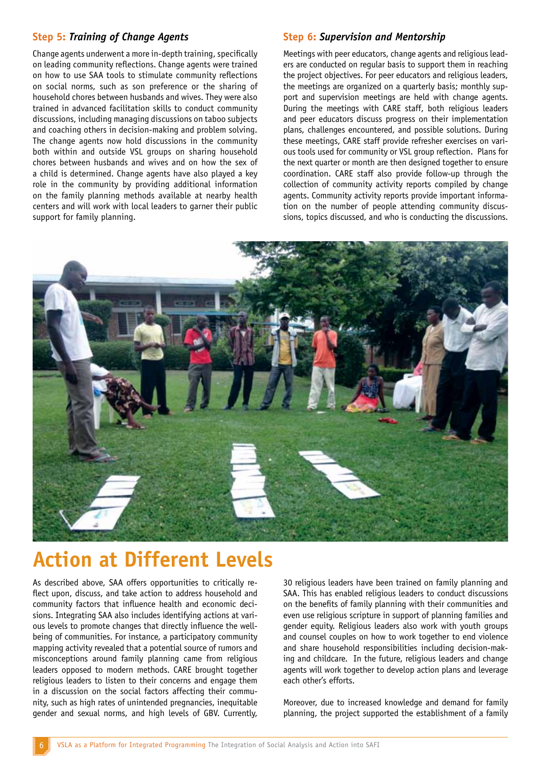### Step 5: *Training of Change Agents*

Change agents underwent a more in-depth training, specifically on leading community reflections. Change agents were trained on how to use SAA tools to stimulate community reflections on social norms, such as son preference or the sharing of household chores between husbands and wives. They were also trained in advanced facilitation skills to conduct community discussions, including managing discussions on taboo subjects and coaching others in decision-making and problem solving. The change agents now hold discussions in the community both within and outside VSL groups on sharing household chores between husbands and wives and on how the sex of a child is determined. Change agents have also played a key role in the community by providing additional information on the family planning methods available at nearby health centers and will work with local leaders to garner their public support for family planning.

### Step 6: *Supervision and Mentorship*

Meetings with peer educators, change agents and religious leaders are conducted on regular basis to support them in reaching the project objectives. For peer educators and religious leaders, the meetings are organized on a quarterly basis; monthly support and supervision meetings are held with change agents. During the meetings with CARE staff, both religious leaders and peer educators discuss progress on their implementation plans, challenges encountered, and possible solutions. During these meetings, CARE staff provide refresher exercises on various tools used for community or VSL group reflection. Plans for the next quarter or month are then designed together to ensure coordination. CARE staff also provide follow-up through the collection of community activity reports compiled by change agents. Community activity reports provide important information on the number of people attending community discussions, topics discussed, and who is conducting the discussions.

## Action at Different Levels

As described above, SAA offers opportunities to critically reflect upon, discuss, and take action to address household and community factors that influence health and economic decisions. Integrating SAA also includes identifying actions at various levels to promote changes that directly influence the well-being of communities. For instance, a participatory community mapping activity revealed that a potential source of rumors and misconceptions around family planning came from religious leaders opposed to modern methods. CARE brought together religious leaders to listen to their concerns and engage them in a discussion on the social factors affecting their community, such as high rates of unintended pregnancies, inequitable gender and sexual norms, and high levels of GBV. Currently, 30 religious leaders have been trained on family planning and SAA. This has enabled religious leaders to conduct discussions on the benefits of family planning with their communities and even use religious scripture in support of planning families and gender equity. Religious leaders also work with youth groups and counsel couples on how to work together to end violence and share household responsibilities including decision-making and childcare. In the future, religious leaders and change agents will work together to develop action plans and leverage each other's efforts.

Moreover, due to increased knowledge and demand for family planning, the project supported the establishment of a family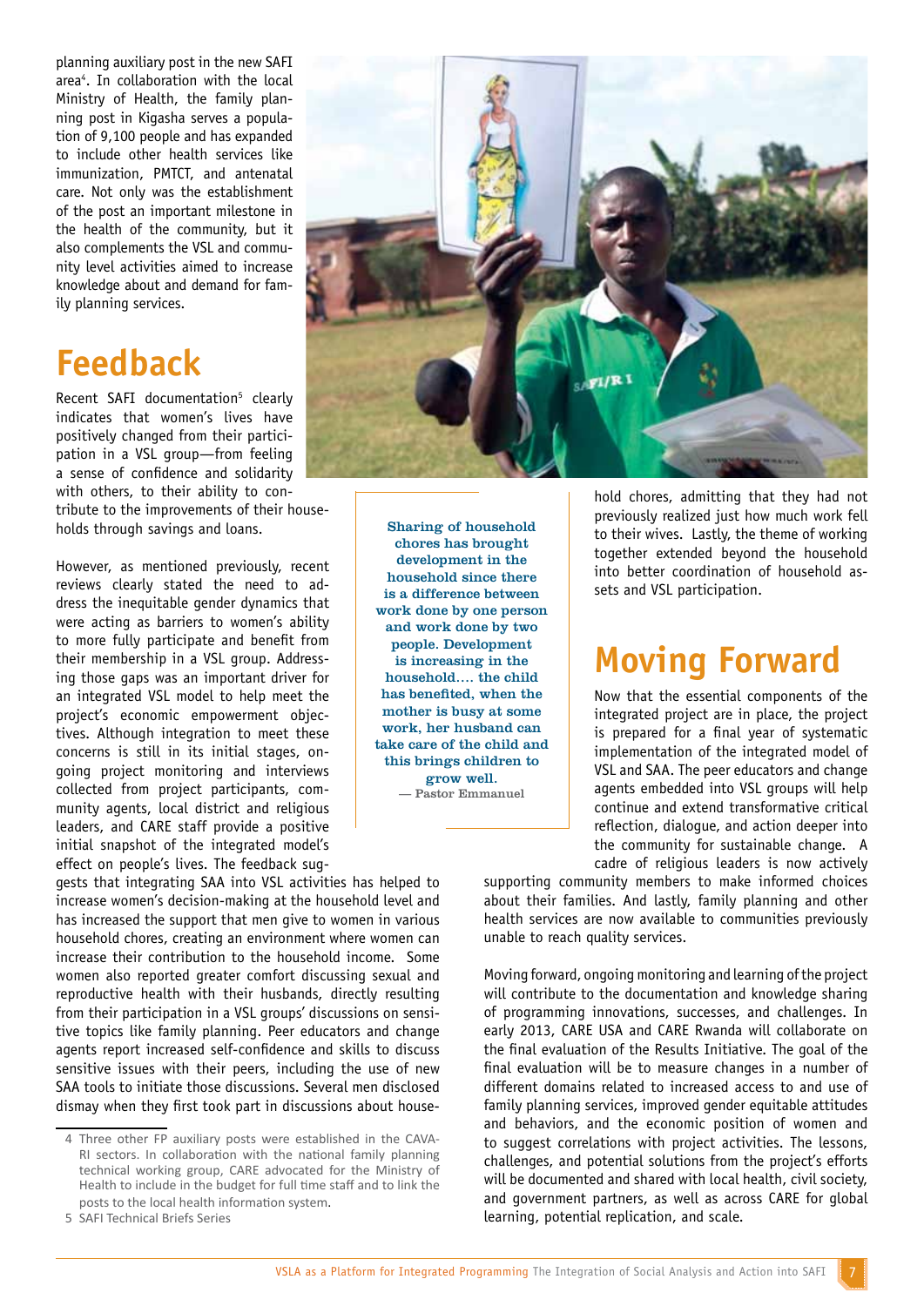planning auxiliary post in the new SAFI area[4]. In collaboration with the local Ministry of Health, the family planning post in Kigasha serves a population of 9,100 people and has expanded to include other health services like immunization, PMTCT, and antenatal care. Not only was the establishment of the post an important milestone in the health of the community, but it also complements the VSL and community level activities aimed to increase knowledge about and demand for family planning services.

## Feedback

Recent SAFI documentation[5] clearly indicates that women's lives have positively changed from their participation in a VSL group—from feeling a sense of confidence and solidarity with others, to their ability to contribute to the improvements of their households through savings and loans.

However, as mentioned previously, recent reviews clearly stated the need to address the inequitable gender dynamics that were acting as barriers to women's ability to more fully participate and benefit from their membership in a VSL group. Addressing those gaps was an important driver for an integrated VSL model to help meet the project's economic empowerment objectives. Although integration to meet these concerns is still in its initial stages, ongoing project monitoring and interviews collected from project participants, community agents, local district and religious leaders, and CARE staff provide a positive initial snapshot of the integrated model's effect on people's lives. The feedback suggests that integrating SAA into VSL activities has helped to increase women's decision-making at the household level and has increased the support that men give to women in various household chores, creating an environment where women can increase their contribution to the household income. Some women also reported greater comfort discussing sexual and reproductive health with their husbands, directly resulting from their participation in a VSL groups' discussions on sensitive topics like family planning. Peer educators and change agents report increased self-confidence and skills to discuss sensitive issues with their peers, including the use of new SAA tools to initiate those discussions. Several men disclosed dismay when they first took part in discussions about household chores, admitting that they had not previously realized just how much work fell to their wives. Lastly, the theme of working together extended beyond the household into better coordination of household assets and VSL participation.

> **Sharing of household chores has brought development in the household since there is a difference between work done by one person and work done by two people. Development is increasing in the household.... the child has benefited, when the mother is busy at some work, her husband can take care of the child and this brings children to grow well.**
> — Pastor Emmanuel

## Moving Forward

Now that the essential components of the integrated project are in place, the project is prepared for a final year of systematic implementation of the integrated model of VSL and SAA. The peer educators and change agents embedded into VSL groups will help continue and extend transformative critical reflection, dialogue, and action deeper into the community for sustainable change. A cadre of religious leaders is now actively supporting community members to make informed choices about their families. And lastly, family planning and other health services are now available to communities previously unable to reach quality services.

Moving forward, ongoing monitoring and learning of the project will contribute to the documentation and knowledge sharing of programming innovations, successes, and challenges. In early 2013, CARE USA and CARE Rwanda will collaborate on the final evaluation of the Results Initiative. The goal of the final evaluation will be to measure changes in a number of different domains related to increased access to and use of family planning services, improved gender equitable attitudes and behaviors, and the economic position of women and to suggest correlations with project activities. The lessons, challenges, and potential solutions from the project's efforts will be documented and shared with local health, civil society, and government partners, as well as across CARE for global learning, potential replication, and scale.

---

4 Three other FP auxiliary posts were established in the CAVA-RI sectors. In collaboration with the national family planning technical working group, CARE advocated for the Ministry of Health to include in the budget for full time staff and to link the posts to the local health information system.

5 SAFI Technical Briefs Series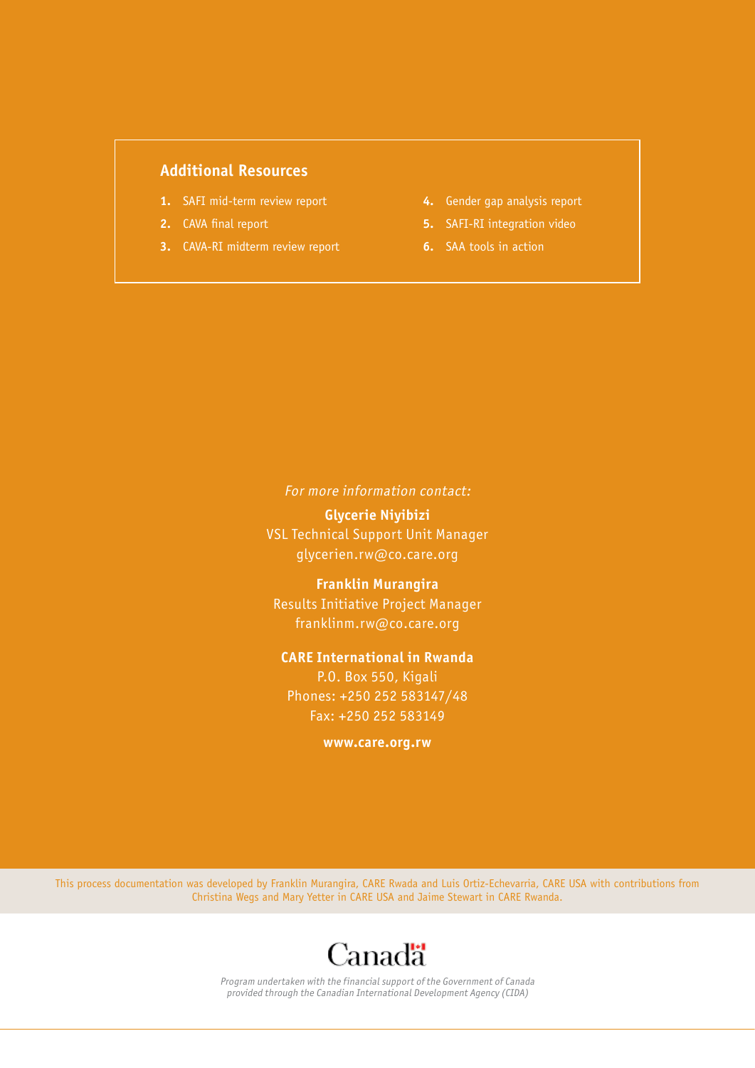## Additional Resources

1. SAFI mid-term review report
2. CAVA final report
3. CAVA-RI midterm review report
4. Gender gap analysis report
5. SAFI-RI integration video
6. SAA tools in action

*For more information contact:*

**Glycerie Niyibizi**
VSL Technical Support Unit Manager
glycerien.rw@co.care.org

**Franklin Murangira**
Results Initiative Project Manager
franklinm.rw@co.care.org

**CARE International in Rwanda**
P.O. Box 550, Kigali
Phones: +250 252 583147/48
Fax: +250 252 583149

**www.care.org.rw**

This process documentation was developed by Franklin Murangira, CARE Rwada and Luis Ortiz-Echevarria, CARE USA with contributions from Christina Wegs and Mary Yetter in CARE USA and Jaime Stewart in CARE Rwanda.

Canadä

*Program undertaken with the financial support of the Government of Canada provided through the Canadian International Development Agency (CIDA)*